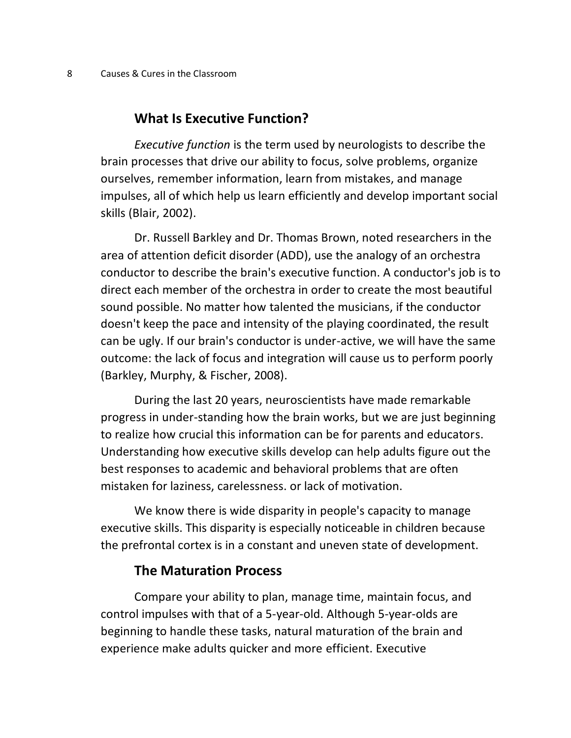## What Is Executive Function?

*Executive function* is the term used by neurologists to describe the brain processes that drive our ability to focus, solve problems, organize ourselves, remember information, learn from mistakes, and manage impulses, all of which help us learn efficiently and develop important social skills (Blair, 2002).

Dr. Russell Barkley and Dr. Thomas Brown, noted researchers in the area of attention deficit disorder (ADD), use the analogy of an orchestra conductor to describe the brain's executive function. A conductor's job is to direct each member of the orchestra in order to create the most beautiful sound possible. No matter how talented the musicians, if the conductor doesn't keep the pace and intensity of the playing coordinated, the result can be ugly. If our brain's conductor is under-active, we will have the same outcome: the lack of focus and integration will cause us to perform poorly (Barkley, Murphy, & Fischer, 2008).

During the last 20 years, neuroscientists have made remarkable progress in under-standing how the brain works, but we are just beginning to realize how crucial this information can be for parents and educators. Understanding how executive skills develop can help adults figure out the best responses to academic and behavioral problems that are often mistaken for laziness, carelessness. or lack of motivation.

We know there is wide disparity in people's capacity to manage executive skills. This disparity is especially noticeable in children because the prefrontal cortex is in a constant and uneven state of development.

## The Maturation Process

Compare your ability to plan, manage time, maintain focus, and control impulses with that of a 5-year-old. Although 5-year-olds are beginning to handle these tasks, natural maturation of the brain and experience make adults quicker and more efficient. Executive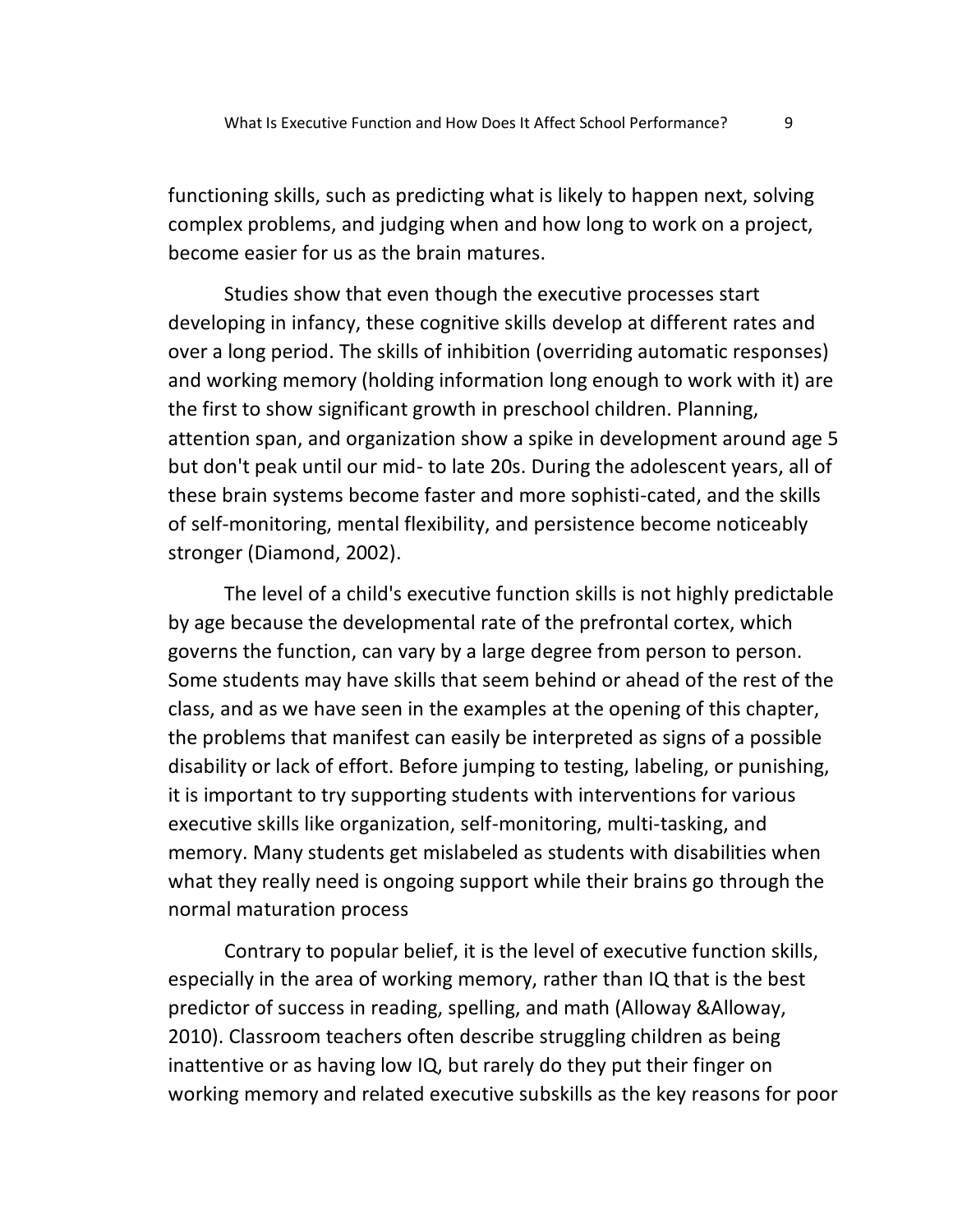functioning skills, such as predicting what is likely to happen next, solving complex problems, and judging when and how long to work on a project, become easier for us as the brain matures.

Studies show that even though the executive processes start developing in infancy, these cognitive skills develop at different rates and over a long period. The skills of inhibition (overriding automatic responses) and working memory (holding information long enough to work with it) are the first to show significant growth in preschool children. Planning, attention span, and organization show a spike in development around age 5 but don't peak until our mid- to late 20s. During the adolescent years, all of these brain systems become faster and more sophisti-cated, and the skills of self-monitoring, mental flexibility, and persistence become noticeably stronger (Diamond, 2002).

The level of a child's executive function skills is not highly predictable by age because the developmental rate of the prefrontal cortex, which governs the function, can vary by a large degree from person to person. Some students may have skills that seem behind or ahead of the rest of the class, and as we have seen in the examples at the opening of this chapter, the problems that manifest can easily be interpreted as signs of a possible disability or lack of effort. Before jumping to testing, labeling, or punishing, it is important to try supporting students with interventions for various executive skills like organization, self-monitoring, multi-tasking, and memory. Many students get mislabeled as students with disabilities when what they really need is ongoing support while their brains go through the normal maturation process

Contrary to popular belief, it is the level of executive function skills, especially in the area of working memory, rather than IQ that is the best predictor of success in reading, spelling, and math (Alloway &Alloway, 2010). Classroom teachers often describe struggling children as being inattentive or as having low IQ, but rarely do they put their finger on working memory and related executive subskills as the key reasons for poor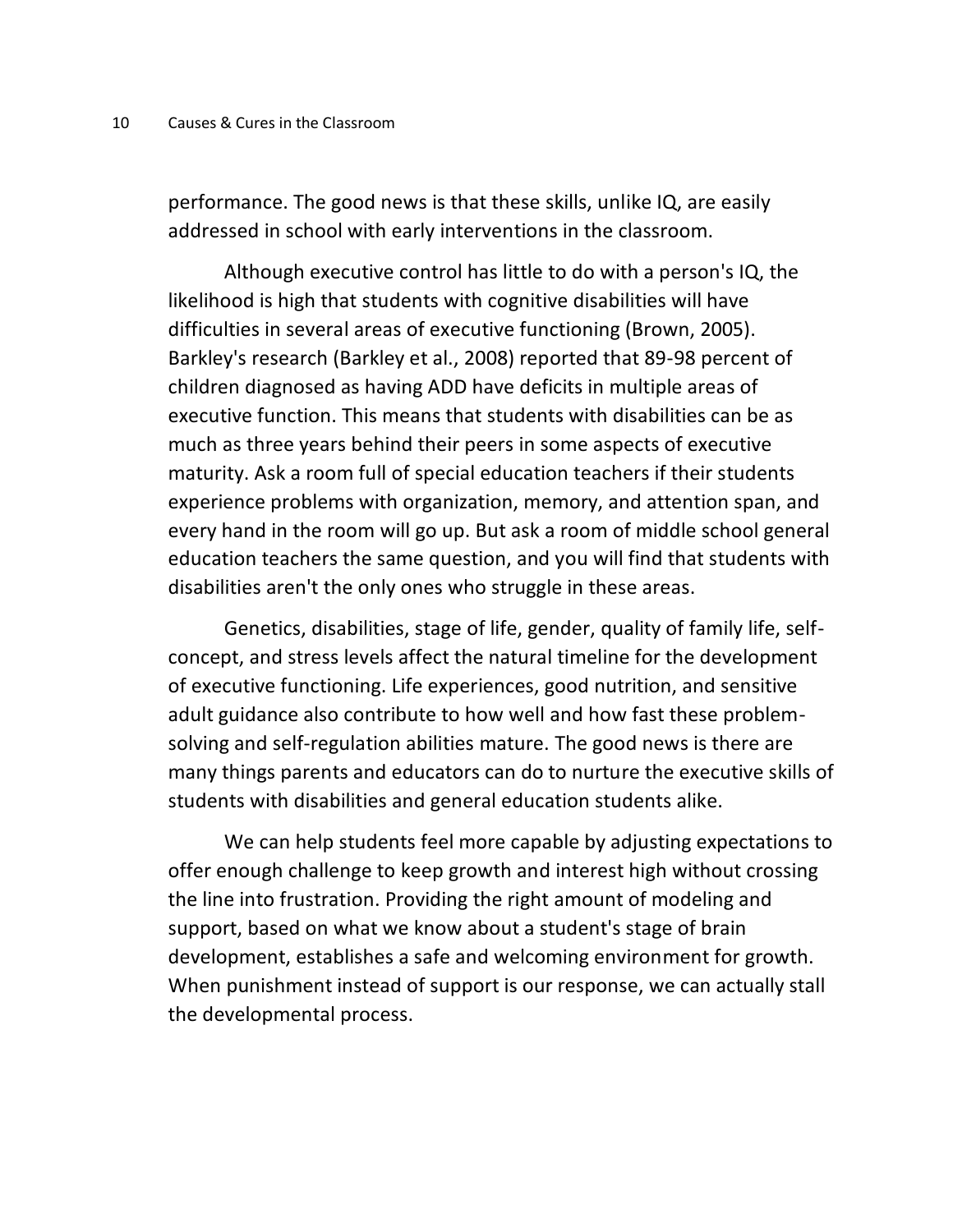performance. The good news is that these skills, unlike IQ, are easily addressed in school with early interventions in the classroom.

Although executive control has little to do with a person's IQ, the likelihood is high that students with cognitive disabilities will have difficulties in several areas of executive functioning (Brown, 2005). Barkley's research (Barkley et al., 2008) reported that 89-98 percent of children diagnosed as having ADD have deficits in multiple areas of executive function. This means that students with disabilities can be as much as three years behind their peers in some aspects of executive maturity. Ask a room full of special education teachers if their students experience problems with organization, memory, and attention span, and every hand in the room will go up. But ask a room of middle school general education teachers the same question, and you will find that students with disabilities aren't the only ones who struggle in these areas.

Genetics, disabilities, stage of life, gender, quality of family life, self-concept, and stress levels affect the natural timeline for the development of executive functioning. Life experiences, good nutrition, and sensitive adult guidance also contribute to how well and how fast these problem-solving and self-regulation abilities mature. The good news is there are many things parents and educators can do to nurture the executive skills of students with disabilities and general education students alike.

We can help students feel more capable by adjusting expectations to offer enough challenge to keep growth and interest high without crossing the line into frustration. Providing the right amount of modeling and support, based on what we know about a student's stage of brain development, establishes a safe and welcoming environment for growth. When punishment instead of support is our response, we can actually stall the developmental process.